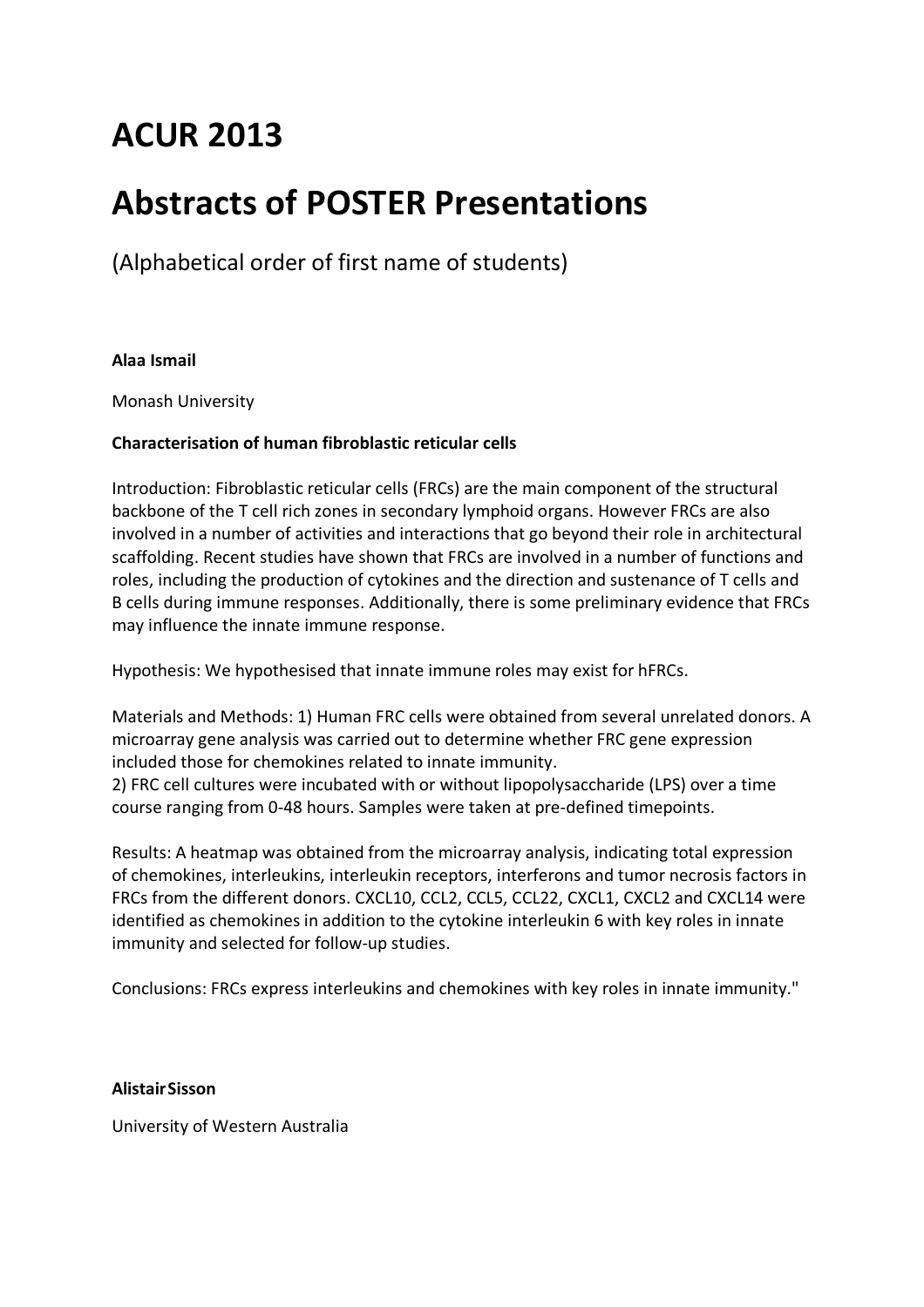# ACUR 2013

# Abstracts of POSTER Presentations

(Alphabetical order of first name of students)

**Alaa Ismail**

Monash University

**Characterisation of human fibroblastic reticular cells**

Introduction: Fibroblastic reticular cells (FRCs) are the main component of the structural backbone of the T cell rich zones in secondary lymphoid organs. However FRCs are also involved in a number of activities and interactions that go beyond their role in architectural scaffolding. Recent studies have shown that FRCs are involved in a number of functions and roles, including the production of cytokines and the direction and sustenance of T cells and B cells during immune responses. Additionally, there is some preliminary evidence that FRCs may influence the innate immune response.

Hypothesis: We hypothesised that innate immune roles may exist for hFRCs.

Materials and Methods: 1) Human FRC cells were obtained from several unrelated donors. A microarray gene analysis was carried out to determine whether FRC gene expression included those for chemokines related to innate immunity.
2) FRC cell cultures were incubated with or without lipopolysaccharide (LPS) over a time course ranging from 0-48 hours. Samples were taken at pre-defined timepoints.

Results: A heatmap was obtained from the microarray analysis, indicating total expression of chemokines, interleukins, interleukin receptors, interferons and tumor necrosis factors in FRCs from the different donors. CXCL10, CCL2, CCL5, CCL22, CXCL1, CXCL2 and CXCL14 were identified as chemokines in addition to the cytokine interleukin 6 with key roles in innate immunity and selected for follow-up studies.

Conclusions: FRCs express interleukins and chemokines with key roles in innate immunity."

**Alistair Sisson**

University of Western Australia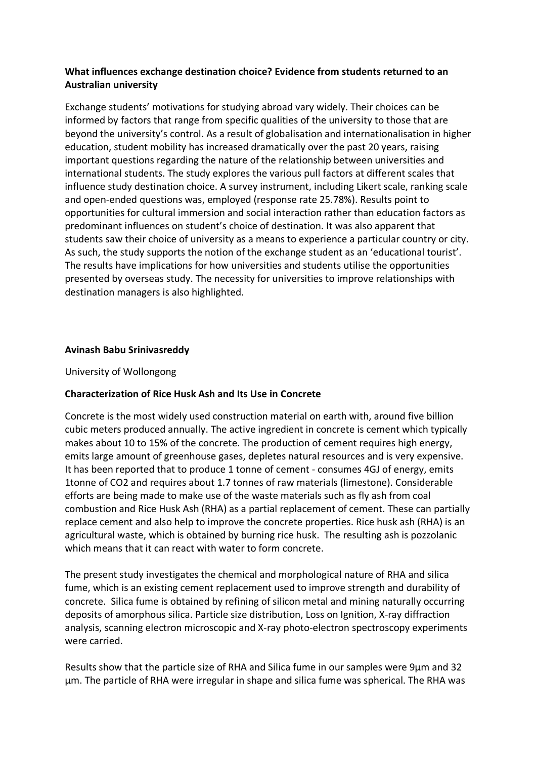**What influences exchange destination choice? Evidence from students returned to an Australian university**

Exchange students' motivations for studying abroad vary widely. Their choices can be informed by factors that range from specific qualities of the university to those that are beyond the university's control. As a result of globalisation and internationalisation in higher education, student mobility has increased dramatically over the past 20 years, raising important questions regarding the nature of the relationship between universities and international students. The study explores the various pull factors at different scales that influence study destination choice. A survey instrument, including Likert scale, ranking scale and open-ended questions was, employed (response rate 25.78%). Results point to opportunities for cultural immersion and social interaction rather than education factors as predominant influences on student's choice of destination. It was also apparent that students saw their choice of university as a means to experience a particular country or city. As such, the study supports the notion of the exchange student as an 'educational tourist'. The results have implications for how universities and students utilise the opportunities presented by overseas study. The necessity for universities to improve relationships with destination managers is also highlighted.

**Avinash Babu Srinivasreddy**

University of Wollongong

**Characterization of Rice Husk Ash and Its Use in Concrete**

Concrete is the most widely used construction material on earth with, around five billion cubic meters produced annually. The active ingredient in concrete is cement which typically makes about 10 to 15% of the concrete. The production of cement requires high energy, emits large amount of greenhouse gases, depletes natural resources and is very expensive. It has been reported that to produce 1 tonne of cement - consumes 4GJ of energy, emits 1tonne of $CO_2$ and requires about 1.7 tonnes of raw materials (limestone). Considerable efforts are being made to make use of the waste materials such as fly ash from coal combustion and Rice Husk Ash (RHA) as a partial replacement of cement. These can partially replace cement and also help to improve the concrete properties. Rice husk ash (RHA) is an agricultural waste, which is obtained by burning rice husk. The resulting ash is pozzolanic which means that it can react with water to form concrete.

The present study investigates the chemical and morphological nature of RHA and silica fume, which is an existing cement replacement used to improve strength and durability of concrete. Silica fume is obtained by refining of silicon metal and mining naturally occurring deposits of amorphous silica. Particle size distribution, Loss on Ignition, X-ray diffraction analysis, scanning electron microscopic and X-ray photo-electron spectroscopy experiments were carried.

Results show that the particle size of RHA and Silica fume in our samples were 9µm and 32 µm. The particle of RHA were irregular in shape and silica fume was spherical. The RHA was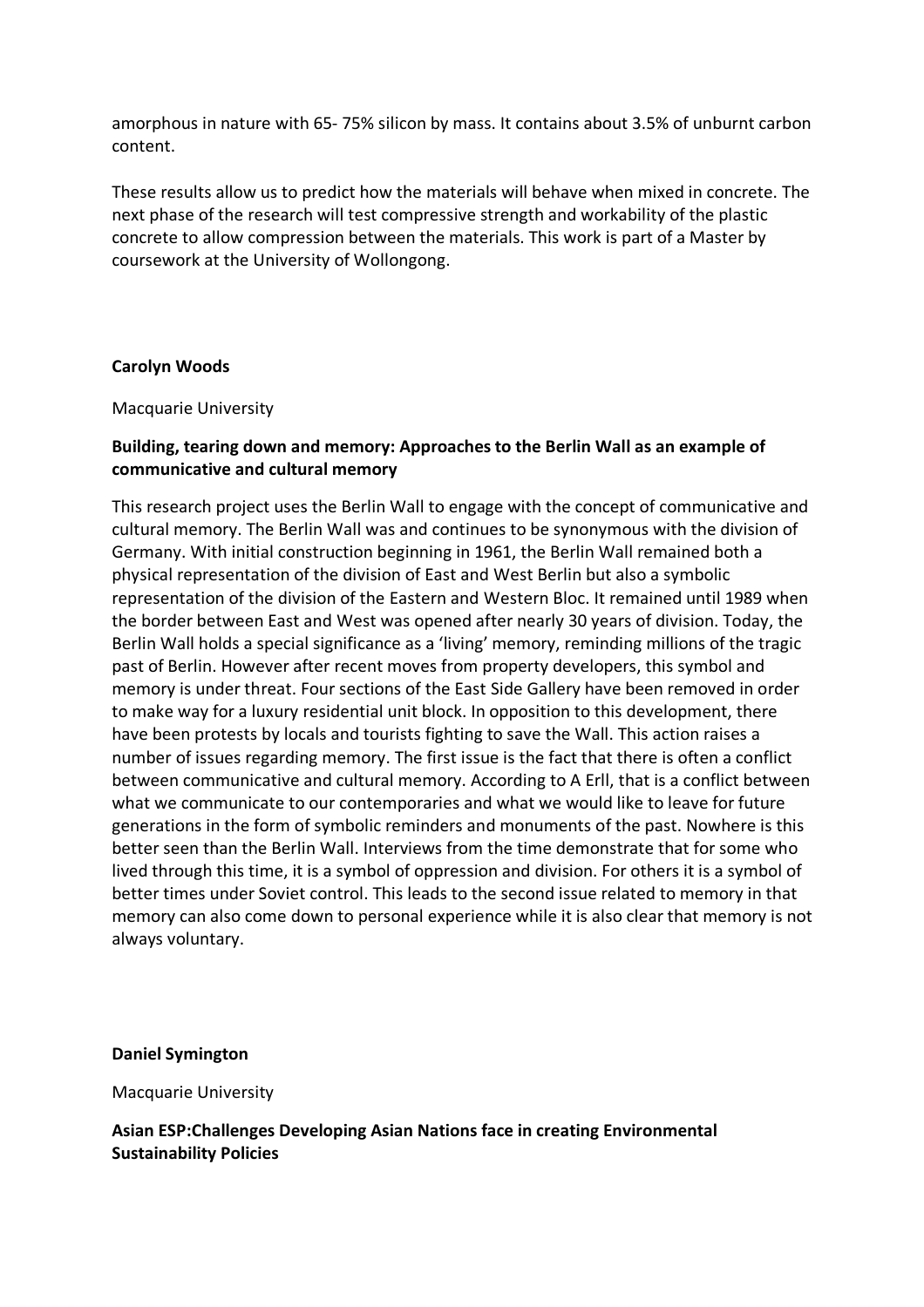amorphous in nature with 65- 75% silicon by mass. It contains about 3.5% of unburnt carbon content.

These results allow us to predict how the materials will behave when mixed in concrete. The next phase of the research will test compressive strength and workability of the plastic concrete to allow compression between the materials. This work is part of a Master by coursework at the University of Wollongong.

**Carolyn Woods**

Macquarie University

### Building, tearing down and memory: Approaches to the Berlin Wall as an example of communicative and cultural memory

This research project uses the Berlin Wall to engage with the concept of communicative and cultural memory. The Berlin Wall was and continues to be synonymous with the division of Germany. With initial construction beginning in 1961, the Berlin Wall remained both a physical representation of the division of East and West Berlin but also a symbolic representation of the division of the Eastern and Western Bloc. It remained until 1989 when the border between East and West was opened after nearly 30 years of division. Today, the Berlin Wall holds a special significance as a 'living' memory, reminding millions of the tragic past of Berlin. However after recent moves from property developers, this symbol and memory is under threat. Four sections of the East Side Gallery have been removed in order to make way for a luxury residential unit block. In opposition to this development, there have been protests by locals and tourists fighting to save the Wall. This action raises a number of issues regarding memory. The first issue is the fact that there is often a conflict between communicative and cultural memory. According to A Erll, that is a conflict between what we communicate to our contemporaries and what we would like to leave for future generations in the form of symbolic reminders and monuments of the past. Nowhere is this better seen than the Berlin Wall. Interviews from the time demonstrate that for some who lived through this time, it is a symbol of oppression and division. For others it is a symbol of better times under Soviet control. This leads to the second issue related to memory in that memory can also come down to personal experience while it is also clear that memory is not always voluntary.

**Daniel Symington**

Macquarie University

### Asian ESP:Challenges Developing Asian Nations face in creating Environmental Sustainability Policies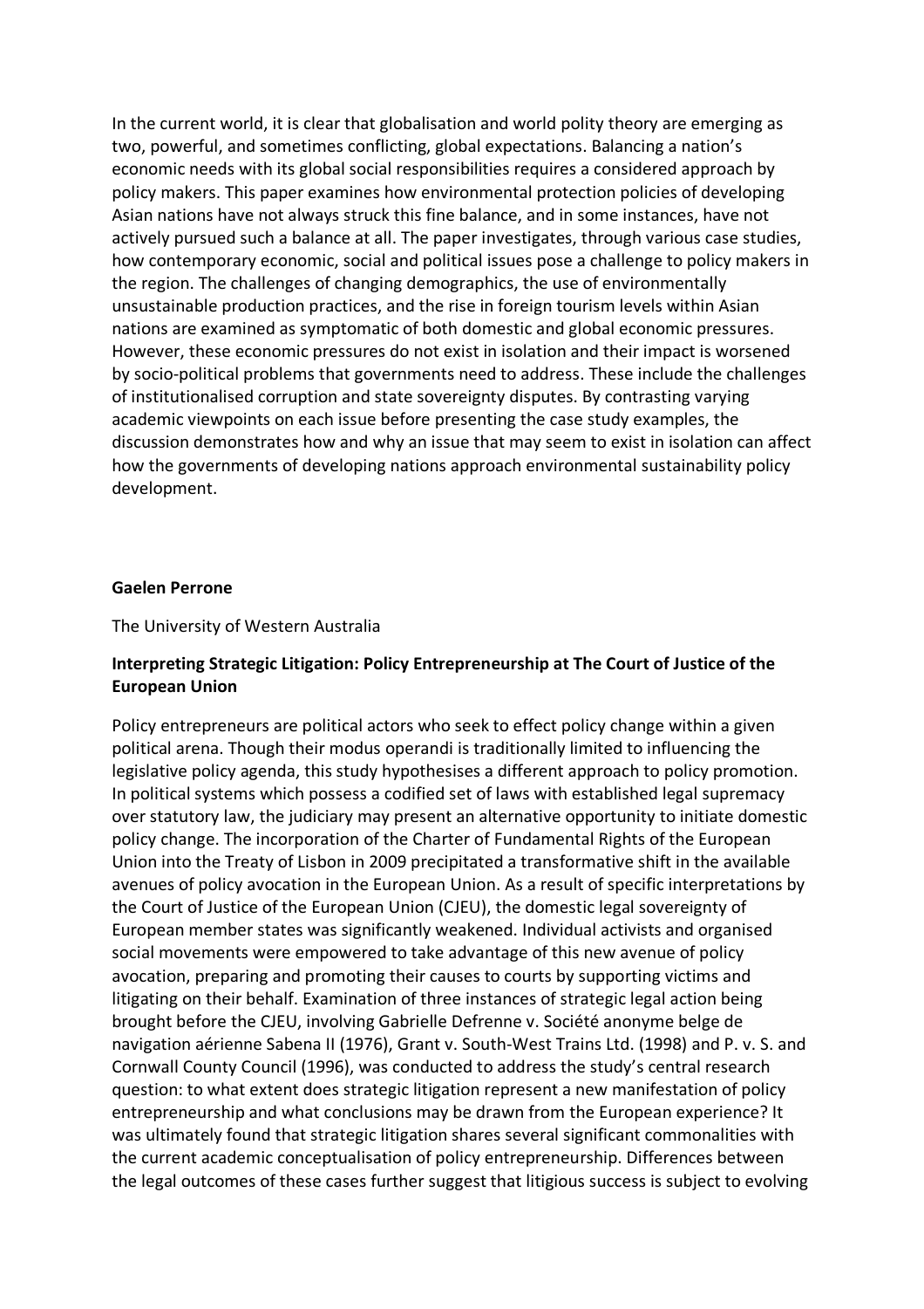In the current world, it is clear that globalisation and world polity theory are emerging as two, powerful, and sometimes conflicting, global expectations. Balancing a nation's economic needs with its global social responsibilities requires a considered approach by policy makers. This paper examines how environmental protection policies of developing Asian nations have not always struck this fine balance, and in some instances, have not actively pursued such a balance at all. The paper investigates, through various case studies, how contemporary economic, social and political issues pose a challenge to policy makers in the region. The challenges of changing demographics, the use of environmentally unsustainable production practices, and the rise in foreign tourism levels within Asian nations are examined as symptomatic of both domestic and global economic pressures. However, these economic pressures do not exist in isolation and their impact is worsened by socio-political problems that governments need to address. These include the challenges of institutionalised corruption and state sovereignty disputes. By contrasting varying academic viewpoints on each issue before presenting the case study examples, the discussion demonstrates how and why an issue that may seem to exist in isolation can affect how the governments of developing nations approach environmental sustainability policy development.

**Gaelen Perrone**

The University of Western Australia

**Interpreting Strategic Litigation: Policy Entrepreneurship at The Court of Justice of the European Union**

Policy entrepreneurs are political actors who seek to effect policy change within a given political arena. Though their modus operandi is traditionally limited to influencing the legislative policy agenda, this study hypothesises a different approach to policy promotion. In political systems which possess a codified set of laws with established legal supremacy over statutory law, the judiciary may present an alternative opportunity to initiate domestic policy change. The incorporation of the Charter of Fundamental Rights of the European Union into the Treaty of Lisbon in 2009 precipitated a transformative shift in the available avenues of policy avocation in the European Union. As a result of specific interpretations by the Court of Justice of the European Union (CJEU), the domestic legal sovereignty of European member states was significantly weakened. Individual activists and organised social movements were empowered to take advantage of this new avenue of policy avocation, preparing and promoting their causes to courts by supporting victims and litigating on their behalf. Examination of three instances of strategic legal action being brought before the CJEU, involving Gabrielle Defrenne v. Société anonyme belge de navigation aérienne Sabena II (1976), Grant v. South-West Trains Ltd. (1998) and P. v. S. and Cornwall County Council (1996), was conducted to address the study's central research question: to what extent does strategic litigation represent a new manifestation of policy entrepreneurship and what conclusions may be drawn from the European experience? It was ultimately found that strategic litigation shares several significant commonalities with the current academic conceptualisation of policy entrepreneurship. Differences between the legal outcomes of these cases further suggest that litigious success is subject to evolving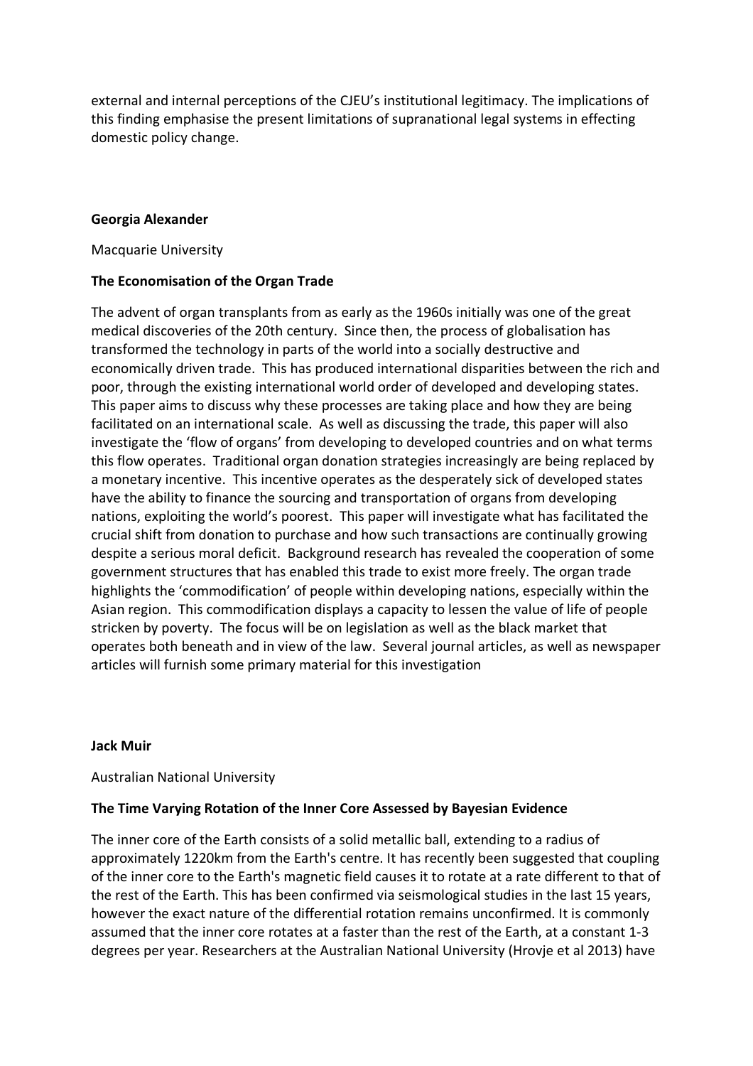external and internal perceptions of the CJEU's institutional legitimacy. The implications of this finding emphasise the present limitations of supranational legal systems in effecting domestic policy change.

**Georgia Alexander**

Macquarie University

**The Economisation of the Organ Trade**

The advent of organ transplants from as early as the 1960s initially was one of the great medical discoveries of the 20th century. Since then, the process of globalisation has transformed the technology in parts of the world into a socially destructive and economically driven trade. This has produced international disparities between the rich and poor, through the existing international world order of developed and developing states. This paper aims to discuss why these processes are taking place and how they are being facilitated on an international scale. As well as discussing the trade, this paper will also investigate the 'flow of organs' from developing to developed countries and on what terms this flow operates. Traditional organ donation strategies increasingly are being replaced by a monetary incentive. This incentive operates as the desperately sick of developed states have the ability to finance the sourcing and transportation of organs from developing nations, exploiting the world's poorest. This paper will investigate what has facilitated the crucial shift from donation to purchase and how such transactions are continually growing despite a serious moral deficit. Background research has revealed the cooperation of some government structures that has enabled this trade to exist more freely. The organ trade highlights the 'commodification' of people within developing nations, especially within the Asian region. This commodification displays a capacity to lessen the value of life of people stricken by poverty. The focus will be on legislation as well as the black market that operates both beneath and in view of the law. Several journal articles, as well as newspaper articles will furnish some primary material for this investigation

**Jack Muir**

Australian National University

**The Time Varying Rotation of the Inner Core Assessed by Bayesian Evidence**

The inner core of the Earth consists of a solid metallic ball, extending to a radius of approximately 1220km from the Earth's centre. It has recently been suggested that coupling of the inner core to the Earth's magnetic field causes it to rotate at a rate different to that of the rest of the Earth. This has been confirmed via seismological studies in the last 15 years, however the exact nature of the differential rotation remains unconfirmed. It is commonly assumed that the inner core rotates at a faster than the rest of the Earth, at a constant 1-3 degrees per year. Researchers at the Australian National University (Hrovje et al 2013) have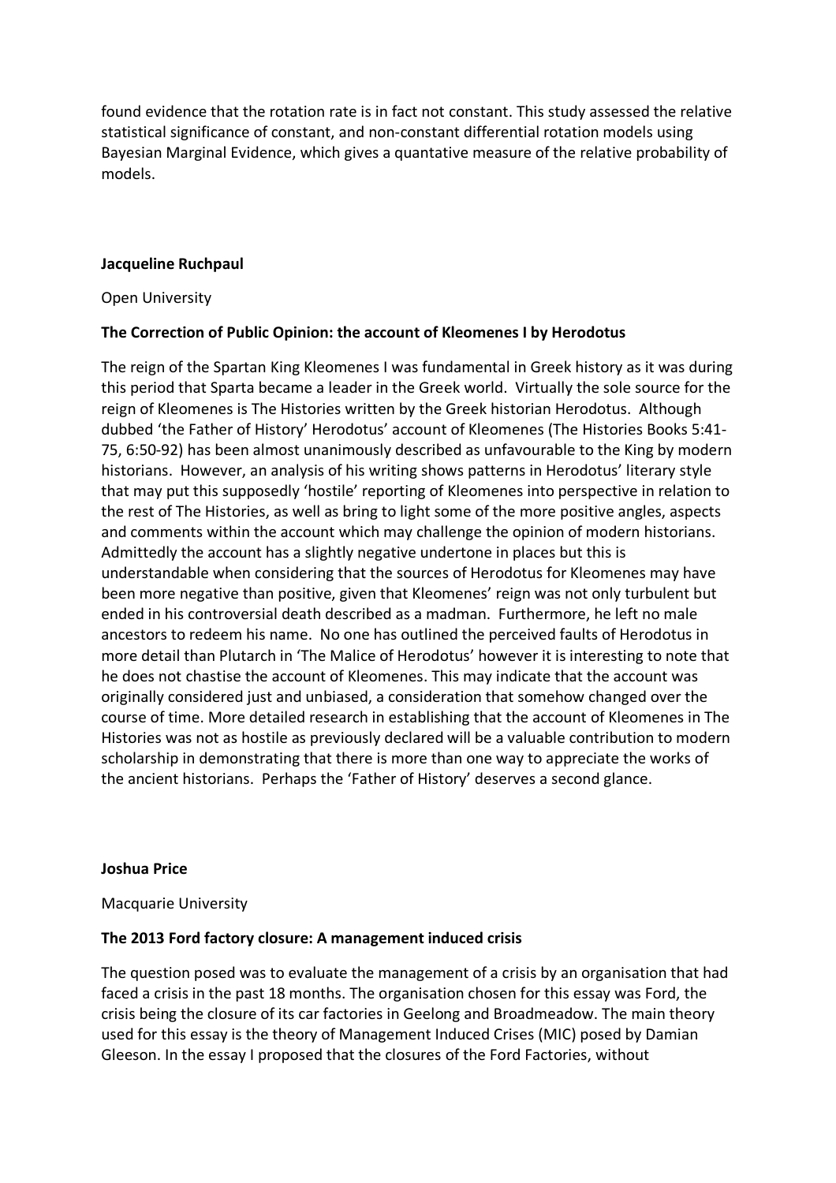found evidence that the rotation rate is in fact not constant. This study assessed the relative statistical significance of constant, and non-constant differential rotation models using Bayesian Marginal Evidence, which gives a quantative measure of the relative probability of models.

**Jacqueline Ruchpaul**

Open University

**The Correction of Public Opinion: the account of Kleomenes I by Herodotus**

The reign of the Spartan King Kleomenes I was fundamental in Greek history as it was during this period that Sparta became a leader in the Greek world. Virtually the sole source for the reign of Kleomenes is The Histories written by the Greek historian Herodotus. Although dubbed 'the Father of History' Herodotus' account of Kleomenes (The Histories Books 5:41-75, 6:50-92) has been almost unanimously described as unfavourable to the King by modern historians. However, an analysis of his writing shows patterns in Herodotus' literary style that may put this supposedly 'hostile' reporting of Kleomenes into perspective in relation to the rest of The Histories, as well as bring to light some of the more positive angles, aspects and comments within the account which may challenge the opinion of modern historians. Admittedly the account has a slightly negative undertone in places but this is understandable when considering that the sources of Herodotus for Kleomenes may have been more negative than positive, given that Kleomenes' reign was not only turbulent but ended in his controversial death described as a madman. Furthermore, he left no male ancestors to redeem his name. No one has outlined the perceived faults of Herodotus in more detail than Plutarch in 'The Malice of Herodotus' however it is interesting to note that he does not chastise the account of Kleomenes. This may indicate that the account was originally considered just and unbiased, a consideration that somehow changed over the course of time. More detailed research in establishing that the account of Kleomenes in The Histories was not as hostile as previously declared will be a valuable contribution to modern scholarship in demonstrating that there is more than one way to appreciate the works of the ancient historians. Perhaps the 'Father of History' deserves a second glance.

**Joshua Price**

Macquarie University

**The 2013 Ford factory closure: A management induced crisis**

The question posed was to evaluate the management of a crisis by an organisation that had faced a crisis in the past 18 months. The organisation chosen for this essay was Ford, the crisis being the closure of its car factories in Geelong and Broadmeadow. The main theory used for this essay is the theory of Management Induced Crises (MIC) posed by Damian Gleeson. In the essay I proposed that the closures of the Ford Factories, without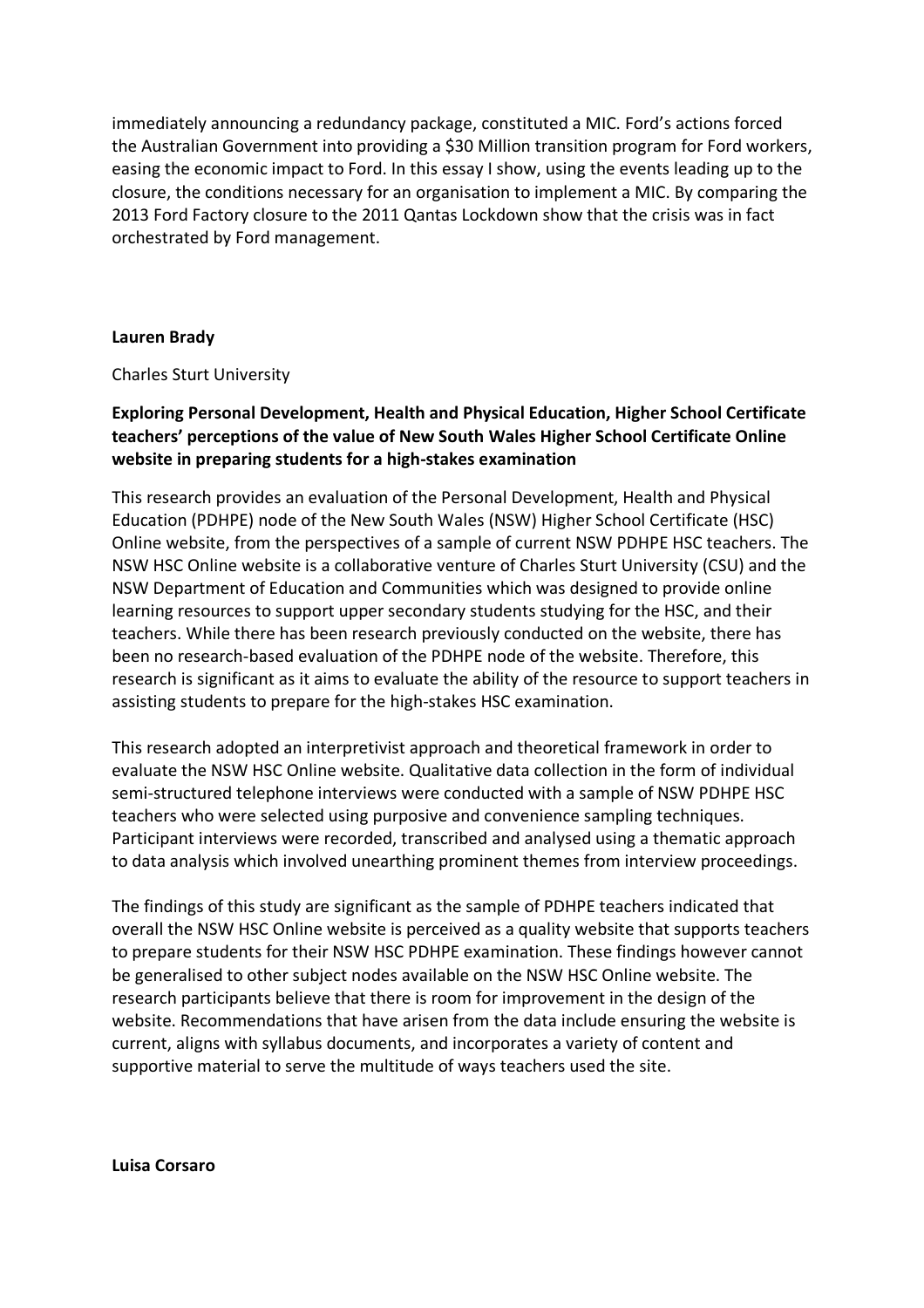immediately announcing a redundancy package, constituted a MIC. Ford's actions forced the Australian Government into providing a $30 Million transition program for Ford workers, easing the economic impact to Ford. In this essay I show, using the events leading up to the closure, the conditions necessary for an organisation to implement a MIC. By comparing the 2013 Ford Factory closure to the 2011 Qantas Lockdown show that the crisis was in fact orchestrated by Ford management.

**Lauren Brady**

Charles Sturt University

**Exploring Personal Development, Health and Physical Education, Higher School Certificate teachers' perceptions of the value of New South Wales Higher School Certificate Online website in preparing students for a high-stakes examination**

This research provides an evaluation of the Personal Development, Health and Physical Education (PDHPE) node of the New South Wales (NSW) Higher School Certificate (HSC) Online website, from the perspectives of a sample of current NSW PDHPE HSC teachers. The NSW HSC Online website is a collaborative venture of Charles Sturt University (CSU) and the NSW Department of Education and Communities which was designed to provide online learning resources to support upper secondary students studying for the HSC, and their teachers. While there has been research previously conducted on the website, there has been no research-based evaluation of the PDHPE node of the website. Therefore, this research is significant as it aims to evaluate the ability of the resource to support teachers in assisting students to prepare for the high-stakes HSC examination.

This research adopted an interpretivist approach and theoretical framework in order to evaluate the NSW HSC Online website. Qualitative data collection in the form of individual semi-structured telephone interviews were conducted with a sample of NSW PDHPE HSC teachers who were selected using purposive and convenience sampling techniques. Participant interviews were recorded, transcribed and analysed using a thematic approach to data analysis which involved unearthing prominent themes from interview proceedings.

The findings of this study are significant as the sample of PDHPE teachers indicated that overall the NSW HSC Online website is perceived as a quality website that supports teachers to prepare students for their NSW HSC PDHPE examination. These findings however cannot be generalised to other subject nodes available on the NSW HSC Online website. The research participants believe that there is room for improvement in the design of the website. Recommendations that have arisen from the data include ensuring the website is current, aligns with syllabus documents, and incorporates a variety of content and supportive material to serve the multitude of ways teachers used the site.

**Luisa Corsaro**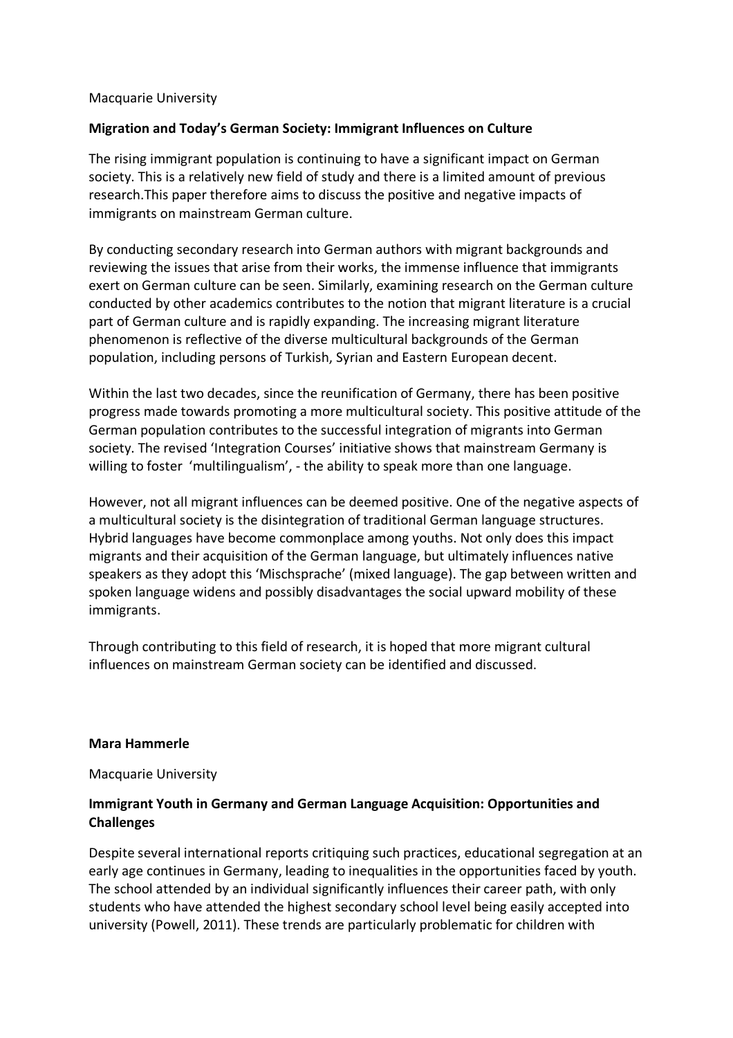Macquarie University

**Migration and Today's German Society: Immigrant Influences on Culture**

The rising immigrant population is continuing to have a significant impact on German society. This is a relatively new field of study and there is a limited amount of previous research.This paper therefore aims to discuss the positive and negative impacts of immigrants on mainstream German culture.

By conducting secondary research into German authors with migrant backgrounds and reviewing the issues that arise from their works, the immense influence that immigrants exert on German culture can be seen. Similarly, examining research on the German culture conducted by other academics contributes to the notion that migrant literature is a crucial part of German culture and is rapidly expanding. The increasing migrant literature phenomenon is reflective of the diverse multicultural backgrounds of the German population, including persons of Turkish, Syrian and Eastern European decent.

Within the last two decades, since the reunification of Germany, there has been positive progress made towards promoting a more multicultural society. This positive attitude of the German population contributes to the successful integration of migrants into German society. The revised 'Integration Courses' initiative shows that mainstream Germany is willing to foster 'multilingualism', - the ability to speak more than one language.

However, not all migrant influences can be deemed positive. One of the negative aspects of a multicultural society is the disintegration of traditional German language structures. Hybrid languages have become commonplace among youths. Not only does this impact migrants and their acquisition of the German language, but ultimately influences native speakers as they adopt this 'Mischsprache' (mixed language). The gap between written and spoken language widens and possibly disadvantages the social upward mobility of these immigrants.

Through contributing to this field of research, it is hoped that more migrant cultural influences on mainstream German society can be identified and discussed.

**Mara Hammerle**

Macquarie University

**Immigrant Youth in Germany and German Language Acquisition: Opportunities and Challenges**

Despite several international reports critiquing such practices, educational segregation at an early age continues in Germany, leading to inequalities in the opportunities faced by youth. The school attended by an individual significantly influences their career path, with only students who have attended the highest secondary school level being easily accepted into university (Powell, 2011). These trends are particularly problematic for children with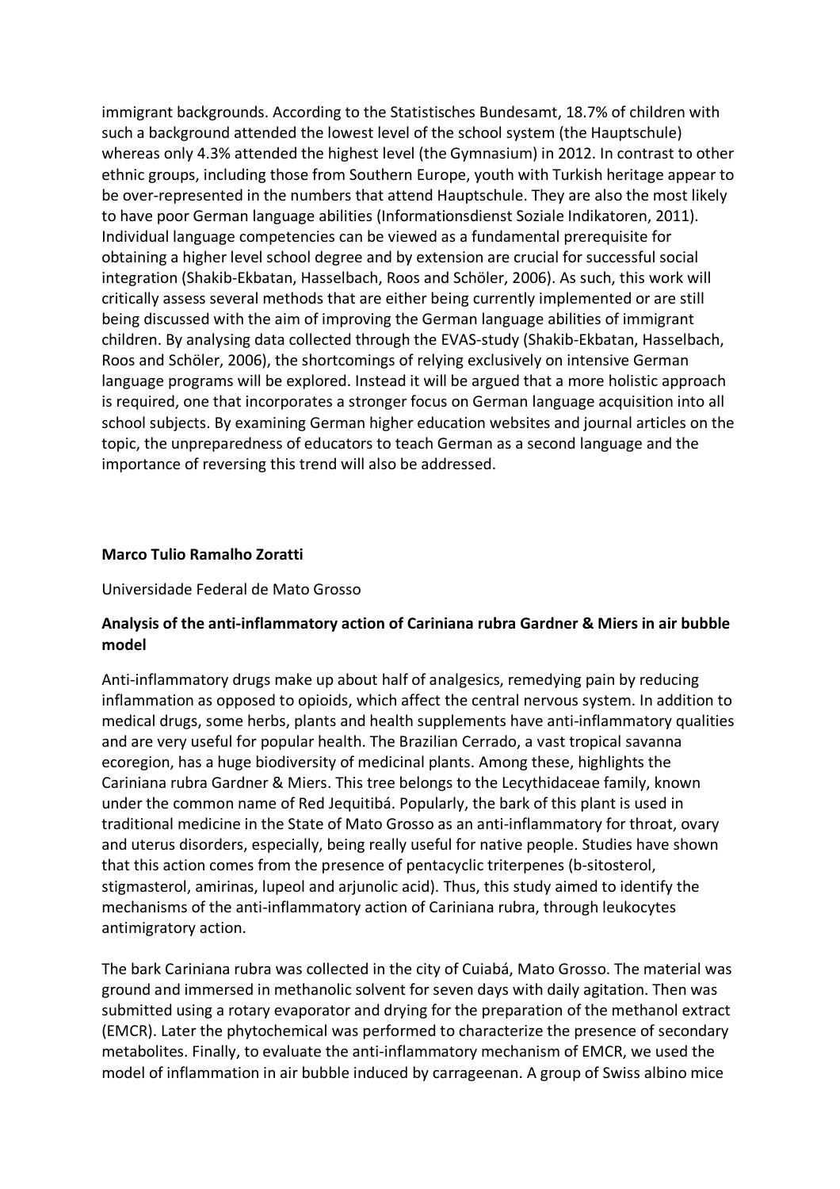immigrant backgrounds. According to the Statistisches Bundesamt, 18.7% of children with such a background attended the lowest level of the school system (the Hauptschule) whereas only 4.3% attended the highest level (the Gymnasium) in 2012. In contrast to other ethnic groups, including those from Southern Europe, youth with Turkish heritage appear to be over-represented in the numbers that attend Hauptschule. They are also the most likely to have poor German language abilities (Informationsdienst Soziale Indikatoren, 2011). Individual language competencies can be viewed as a fundamental prerequisite for obtaining a higher level school degree and by extension are crucial for successful social integration (Shakib-Ekbatan, Hasselbach, Roos and Schöler, 2006). As such, this work will critically assess several methods that are either being currently implemented or are still being discussed with the aim of improving the German language abilities of immigrant children. By analysing data collected through the EVAS-study (Shakib-Ekbatan, Hasselbach, Roos and Schöler, 2006), the shortcomings of relying exclusively on intensive German language programs will be explored. Instead it will be argued that a more holistic approach is required, one that incorporates a stronger focus on German language acquisition into all school subjects. By examining German higher education websites and journal articles on the topic, the unpreparedness of educators to teach German as a second language and the importance of reversing this trend will also be addressed.

**Marco Tulio Ramalho Zoratti**

Universidade Federal de Mato Grosso

**Analysis of the anti-inflammatory action of Cariniana rubra Gardner & Miers in air bubble model**

Anti-inflammatory drugs make up about half of analgesics, remedying pain by reducing inflammation as opposed to opioids, which affect the central nervous system. In addition to medical drugs, some herbs, plants and health supplements have anti-inflammatory qualities and are very useful for popular health. The Brazilian Cerrado, a vast tropical savanna ecoregion, has a huge biodiversity of medicinal plants. Among these, highlights the Cariniana rubra Gardner & Miers. This tree belongs to the Lecythidaceae family, known under the common name of Red Jequitibá. Popularly, the bark of this plant is used in traditional medicine in the State of Mato Grosso as an anti-inflammatory for throat, ovary and uterus disorders, especially, being really useful for native people. Studies have shown that this action comes from the presence of pentacyclic triterpenes (b-sitosterol, stigmasterol, amirinas, lupeol and arjunolic acid). Thus, this study aimed to identify the mechanisms of the anti-inflammatory action of Cariniana rubra, through leukocytes antimigratory action.

The bark Cariniana rubra was collected in the city of Cuiabá, Mato Grosso. The material was ground and immersed in methanolic solvent for seven days with daily agitation. Then was submitted using a rotary evaporator and drying for the preparation of the methanol extract (EMCR). Later the phytochemical was performed to characterize the presence of secondary metabolites. Finally, to evaluate the anti-inflammatory mechanism of EMCR, we used the model of inflammation in air bubble induced by carrageenan. A group of Swiss albino mice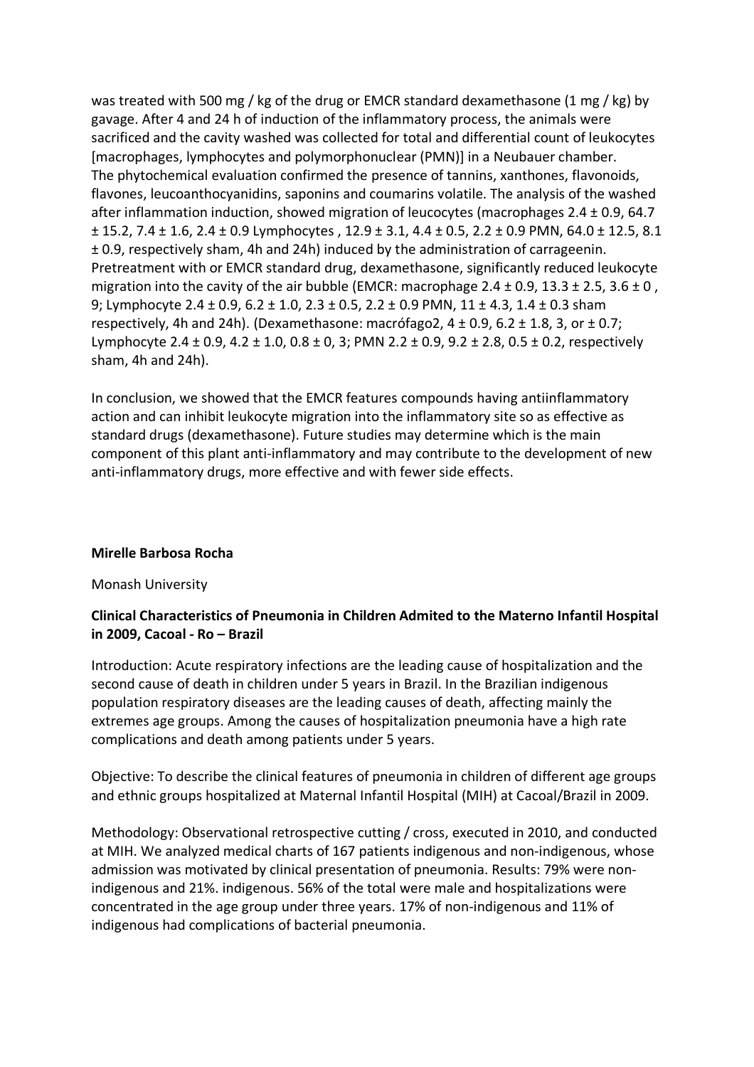was treated with 500 mg / kg of the drug or EMCR standard dexamethasone (1 mg / kg) by gavage. After 4 and 24 h of induction of the inflammatory process, the animals were sacrificed and the cavity washed was collected for total and differential count of leukocytes [macrophages, lymphocytes and polymorphonuclear (PMN)] in a Neubauer chamber. The phytochemical evaluation confirmed the presence of tannins, xanthones, flavonoids, flavones, leucoanthocyanidins, saponins and coumarins volatile. The analysis of the washed after inflammation induction, showed migration of leucocytes (macrophages 2.4 ± 0.9, 64.7 ± 15.2, 7.4 ± 1.6, 2.4 ± 0.9 Lymphocytes , 12.9 ± 3.1, 4.4 ± 0.5, 2.2 ± 0.9 PMN, 64.0 ± 12.5, 8.1 ± 0.9, respectively sham, 4h and 24h) induced by the administration of carrageenin. Pretreatment with or EMCR standard drug, dexamethasone, significantly reduced leukocyte migration into the cavity of the air bubble (EMCR: macrophage 2.4 ± 0.9, 13.3 ± 2.5, 3.6 ± 0 , 9; Lymphocyte 2.4 ± 0.9, 6.2 ± 1.0, 2.3 ± 0.5, 2.2 ± 0.9 PMN, 11 ± 4.3, 1.4 ± 0.3 sham respectively, 4h and 24h). (Dexamethasone: macrófago2, 4 ± 0.9, 6.2 ± 1.8, 3, or ± 0.7; Lymphocyte 2.4 ± 0.9, 4.2 ± 1.0, 0.8 ± 0, 3; PMN 2.2 ± 0.9, 9.2 ± 2.8, 0.5 ± 0.2, respectively sham, 4h and 24h).

In conclusion, we showed that the EMCR features compounds having antiinflammatory action and can inhibit leukocyte migration into the inflammatory site so as effective as standard drugs (dexamethasone). Future studies may determine which is the main component of this plant anti-inflammatory and may contribute to the development of new anti-inflammatory drugs, more effective and with fewer side effects.

**Mirelle Barbosa Rocha**

Monash University

**Clinical Characteristics of Pneumonia in Children Admited to the Materno Infantil Hospital in 2009, Cacoal - Ro – Brazil**

Introduction: Acute respiratory infections are the leading cause of hospitalization and the second cause of death in children under 5 years in Brazil. In the Brazilian indigenous population respiratory diseases are the leading causes of death, affecting mainly the extremes age groups. Among the causes of hospitalization pneumonia have a high rate complications and death among patients under 5 years.

Objective: To describe the clinical features of pneumonia in children of different age groups and ethnic groups hospitalized at Maternal Infantil Hospital (MIH) at Cacoal/Brazil in 2009.

Methodology: Observational retrospective cutting / cross, executed in 2010, and conducted at MIH. We analyzed medical charts of 167 patients indigenous and non-indigenous, whose admission was motivated by clinical presentation of pneumonia. Results: 79% were non-indigenous and 21%. indigenous. 56% of the total were male and hospitalizations were concentrated in the age group under three years. 17% of non-indigenous and 11% of indigenous had complications of bacterial pneumonia.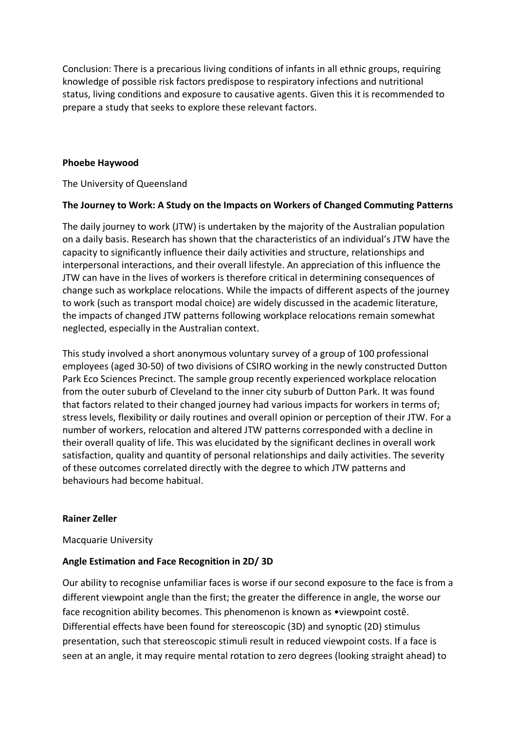Conclusion: There is a precarious living conditions of infants in all ethnic groups, requiring knowledge of possible risk factors predispose to respiratory infections and nutritional status, living conditions and exposure to causative agents. Given this it is recommended to prepare a study that seeks to explore these relevant factors.

**Phoebe Haywood**

The University of Queensland

**The Journey to Work: A Study on the Impacts on Workers of Changed Commuting Patterns**

The daily journey to work (JTW) is undertaken by the majority of the Australian population on a daily basis. Research has shown that the characteristics of an individual's JTW have the capacity to significantly influence their daily activities and structure, relationships and interpersonal interactions, and their overall lifestyle. An appreciation of this influence the JTW can have in the lives of workers is therefore critical in determining consequences of change such as workplace relocations. While the impacts of different aspects of the journey to work (such as transport modal choice) are widely discussed in the academic literature, the impacts of changed JTW patterns following workplace relocations remain somewhat neglected, especially in the Australian context.

This study involved a short anonymous voluntary survey of a group of 100 professional employees (aged 30-50) of two divisions of CSIRO working in the newly constructed Dutton Park Eco Sciences Precinct. The sample group recently experienced workplace relocation from the outer suburb of Cleveland to the inner city suburb of Dutton Park. It was found that factors related to their changed journey had various impacts for workers in terms of; stress levels, flexibility or daily routines and overall opinion or perception of their JTW. For a number of workers, relocation and altered JTW patterns corresponded with a decline in their overall quality of life. This was elucidated by the significant declines in overall work satisfaction, quality and quantity of personal relationships and daily activities. The severity of these outcomes correlated directly with the degree to which JTW patterns and behaviours had become habitual.

**Rainer Zeller**

Macquarie University

**Angle Estimation and Face Recognition in 2D/ 3D**

Our ability to recognise unfamiliar faces is worse if our second exposure to the face is from a different viewpoint angle than the first; the greater the difference in angle, the worse our face recognition ability becomes. This phenomenon is known as •viewpoint costê. Differential effects have been found for stereoscopic (3D) and synoptic (2D) stimulus presentation, such that stereoscopic stimuli result in reduced viewpoint costs. If a face is seen at an angle, it may require mental rotation to zero degrees (looking straight ahead) to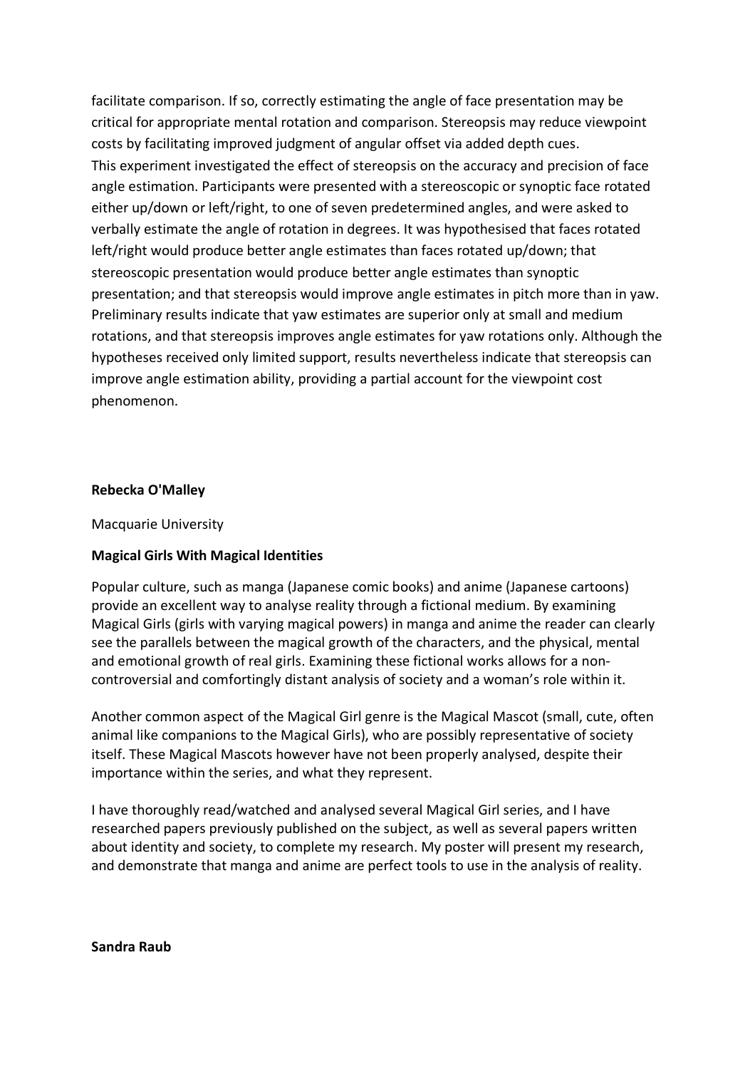facilitate comparison. If so, correctly estimating the angle of face presentation may be critical for appropriate mental rotation and comparison. Stereopsis may reduce viewpoint costs by facilitating improved judgment of angular offset via added depth cues.
This experiment investigated the effect of stereopsis on the accuracy and precision of face angle estimation. Participants were presented with a stereoscopic or synoptic face rotated either up/down or left/right, to one of seven predetermined angles, and were asked to verbally estimate the angle of rotation in degrees. It was hypothesised that faces rotated left/right would produce better angle estimates than faces rotated up/down; that stereoscopic presentation would produce better angle estimates than synoptic presentation; and that stereopsis would improve angle estimates in pitch more than in yaw. Preliminary results indicate that yaw estimates are superior only at small and medium rotations, and that stereopsis improves angle estimates for yaw rotations only. Although the hypotheses received only limited support, results nevertheless indicate that stereopsis can improve angle estimation ability, providing a partial account for the viewpoint cost phenomenon.

**Rebecka O'Malley**

Macquarie University

**Magical Girls With Magical Identities**

Popular culture, such as manga (Japanese comic books) and anime (Japanese cartoons) provide an excellent way to analyse reality through a fictional medium. By examining Magical Girls (girls with varying magical powers) in manga and anime the reader can clearly see the parallels between the magical growth of the characters, and the physical, mental and emotional growth of real girls. Examining these fictional works allows for a non-controversial and comfortingly distant analysis of society and a woman's role within it.

Another common aspect of the Magical Girl genre is the Magical Mascot (small, cute, often animal like companions to the Magical Girls), who are possibly representative of society itself. These Magical Mascots however have not been properly analysed, despite their importance within the series, and what they represent.

I have thoroughly read/watched and analysed several Magical Girl series, and I have researched papers previously published on the subject, as well as several papers written about identity and society, to complete my research. My poster will present my research, and demonstrate that manga and anime are perfect tools to use in the analysis of reality.

**Sandra Raub**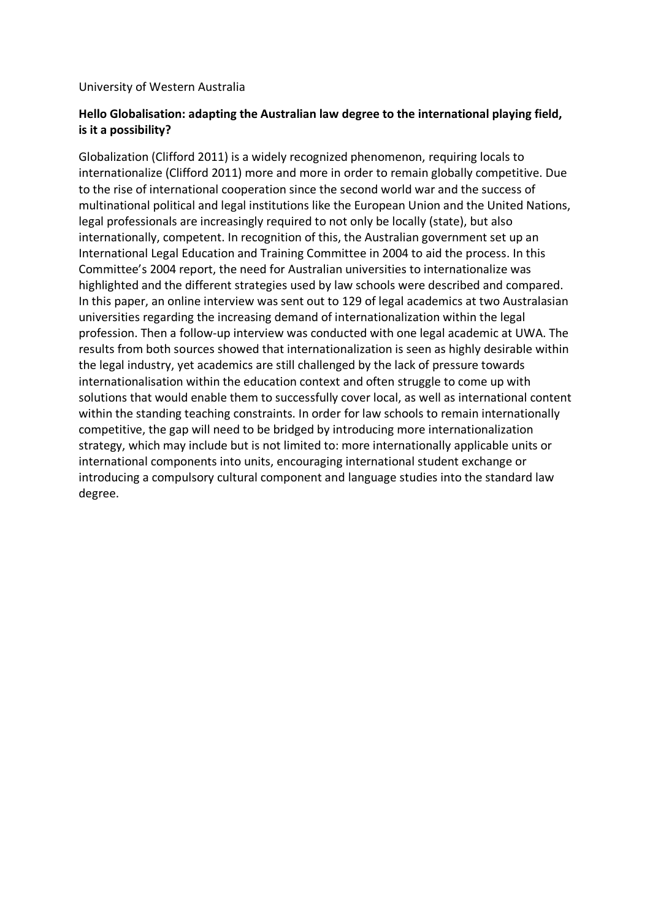University of Western Australia

**Hello Globalisation: adapting the Australian law degree to the international playing field, is it a possibility?**

Globalization (Clifford 2011) is a widely recognized phenomenon, requiring locals to internationalize (Clifford 2011) more and more in order to remain globally competitive. Due to the rise of international cooperation since the second world war and the success of multinational political and legal institutions like the European Union and the United Nations, legal professionals are increasingly required to not only be locally (state), but also internationally, competent. In recognition of this, the Australian government set up an International Legal Education and Training Committee in 2004 to aid the process. In this Committee's 2004 report, the need for Australian universities to internationalize was highlighted and the different strategies used by law schools were described and compared. In this paper, an online interview was sent out to 129 of legal academics at two Australasian universities regarding the increasing demand of internationalization within the legal profession. Then a follow-up interview was conducted with one legal academic at UWA. The results from both sources showed that internationalization is seen as highly desirable within the legal industry, yet academics are still challenged by the lack of pressure towards internationalisation within the education context and often struggle to come up with solutions that would enable them to successfully cover local, as well as international content within the standing teaching constraints. In order for law schools to remain internationally competitive, the gap will need to be bridged by introducing more internationalization strategy, which may include but is not limited to: more internationally applicable units or international components into units, encouraging international student exchange or introducing a compulsory cultural component and language studies into the standard law degree.